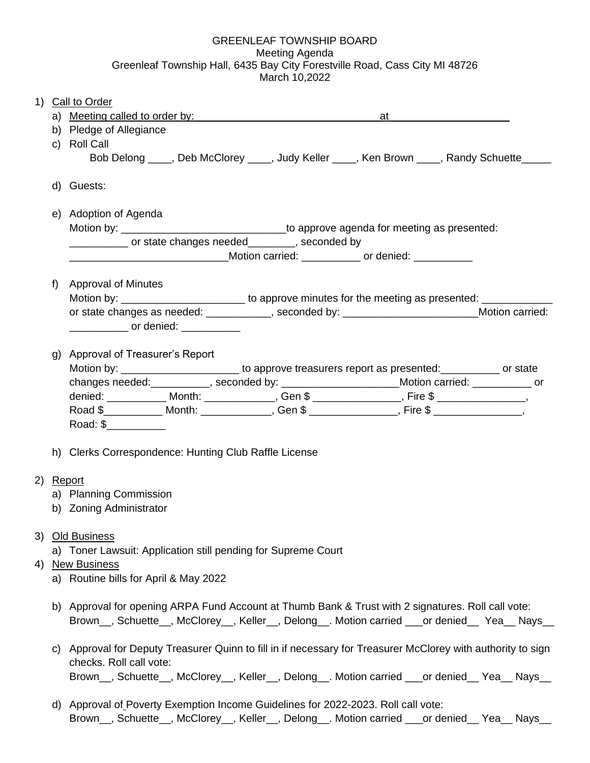GREENLEAF TOWNSHIP BOARD
Meeting Agenda
Greenleaf Township Hall, 6435 Bay City Forestville Road, Cass City MI 48726
March 10,2022

1) Call to Order
   a) Meeting called to order by: ________________________________ at ____________________
   b) Pledge of Allegiance
   c) Roll Call
      Bob Delong ____, Deb McClorey ____, Judy Keller ____, Ken Brown ____, Randy Schuette_____

   d) Guests:

   e) Adoption of Agenda
      Motion by: ____________________________to approve agenda for meeting as presented: __________ or state changes needed________, seconded by __________________________Motion carried: __________ or denied: __________

   f) Approval of Minutes
      Motion by: _____________________ to approve minutes for the meeting as presented: ____________ or state changes as needed: ___________, seconded by: _______________________Motion carried: __________ or denied: __________

   g) Approval of Treasurer's Report
      Motion by: ____________________ to approve treasurers report as presented:__________ or state changes needed:__________, seconded by: ____________________Motion carried: __________ or denied: __________ Month: ____________, Gen $ _______________, Fire $ _______________, Road $__________ Month: ____________, Gen $ _______________, Fire $ _______________, Road: $__________

   h) Clerks Correspondence: Hunting Club Raffle License

2) Report
   a) Planning Commission
   b) Zoning Administrator

3) Old Business
   a) Toner Lawsuit: Application still pending for Supreme Court

4) New Business
   a) Routine bills for April & May 2022

   b) Approval for opening ARPA Fund Account at Thumb Bank & Trust with 2 signatures. Roll call vote: Brown__, Schuette__, McClorey__, Keller__, Delong__. Motion carried ___or denied__ Yea__ Nays__

   c) Approval for Deputy Treasurer Quinn to fill in if necessary for Treasurer McClorey with authority to sign checks. Roll call vote:
      Brown__, Schuette__, McClorey__, Keller__, Delong__. Motion carried ___or denied__ Yea__ Nays__

   d) Approval of Poverty Exemption Income Guidelines for 2022-2023. Roll call vote:
      Brown__, Schuette__, McClorey__, Keller__, Delong__. Motion carried ___or denied__ Yea__ Nays__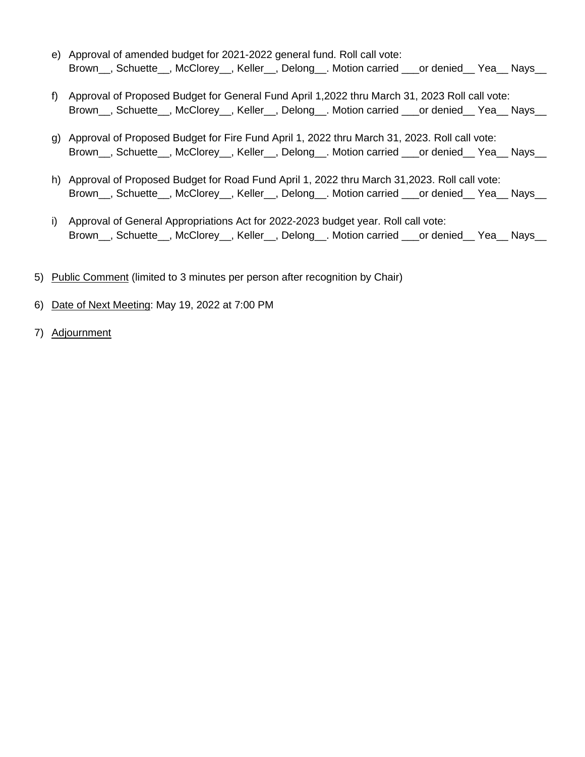e) Approval of amended budget for 2021-2022 general fund. Roll call vote:
   Brown__, Schuette__, McClorey__, Keller__, Delong__. Motion carried ___or denied__ Yea__ Nays__

f) Approval of Proposed Budget for General Fund April 1,2022 thru March 31, 2023 Roll call vote:
   Brown__, Schuette__, McClorey__, Keller__, Delong__. Motion carried ___or denied__ Yea__ Nays__

g) Approval of Proposed Budget for Fire Fund April 1, 2022 thru March 31, 2023. Roll call vote:
   Brown__, Schuette__, McClorey__, Keller__, Delong__. Motion carried ___or denied__ Yea__ Nays__

h) Approval of Proposed Budget for Road Fund April 1, 2022 thru March 31,2023. Roll call vote:
   Brown__, Schuette__, McClorey__, Keller__, Delong__. Motion carried ___or denied__ Yea__ Nays__

i) Approval of General Appropriations Act for 2022-2023 budget year. Roll call vote:
   Brown__, Schuette__, McClorey__, Keller__, Delong__. Motion carried ___or denied__ Yea__ Nays__

5) <u>Public Comment</u> (limited to 3 minutes per person after recognition by Chair)

6) <u>Date of Next Meeting</u>: May 19, 2022 at 7:00 PM

7) <u>Adjournment</u>